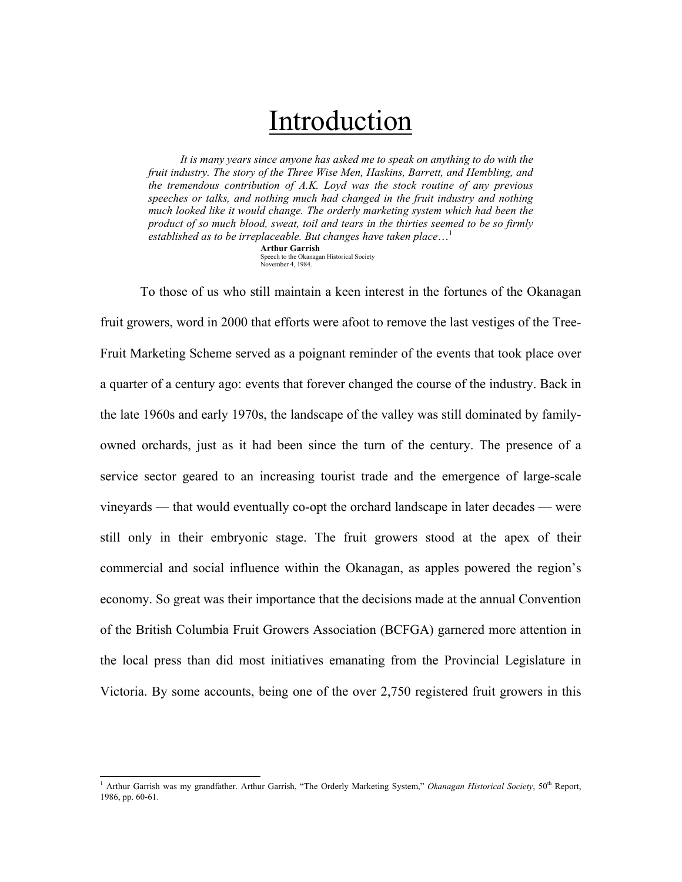# Introduction

> *It is many years since anyone has asked me to speak on anything to do with the fruit industry. The story of the Three Wise Men, Haskins, Barrett, and Hembling, and the tremendous contribution of A.K. Loyd was the stock routine of any previous speeches or talks, and nothing much had changed in the fruit industry and nothing much looked like it would change. The orderly marketing system which had been the product of so much blood, sweat, toil and tears in the thirties seemed to be so firmly established as to be irreplaceable. But changes have taken place…*[1]
>
> **Arthur Garrish**
> Speech to the Okanagan Historical Society
> November 4, 1984.

To those of us who still maintain a keen interest in the fortunes of the Okanagan fruit growers, word in 2000 that efforts were afoot to remove the last vestiges of the Tree-Fruit Marketing Scheme served as a poignant reminder of the events that took place over a quarter of a century ago: events that forever changed the course of the industry. Back in the late 1960s and early 1970s, the landscape of the valley was still dominated by family-owned orchards, just as it had been since the turn of the century. The presence of a service sector geared to an increasing tourist trade and the emergence of large-scale vineyards — that would eventually co-opt the orchard landscape in later decades — were still only in their embryonic stage. The fruit growers stood at the apex of their commercial and social influence within the Okanagan, as apples powered the region's economy. So great was their importance that the decisions made at the annual Convention of the British Columbia Fruit Growers Association (BCFGA) garnered more attention in the local press than did most initiatives emanating from the Provincial Legislature in Victoria. By some accounts, being one of the over 2,750 registered fruit growers in this

---

[1] Arthur Garrish was my grandfather. Arthur Garrish, "The Orderly Marketing System," *Okanagan Historical Society*, 50th Report, 1986, pp. 60-61.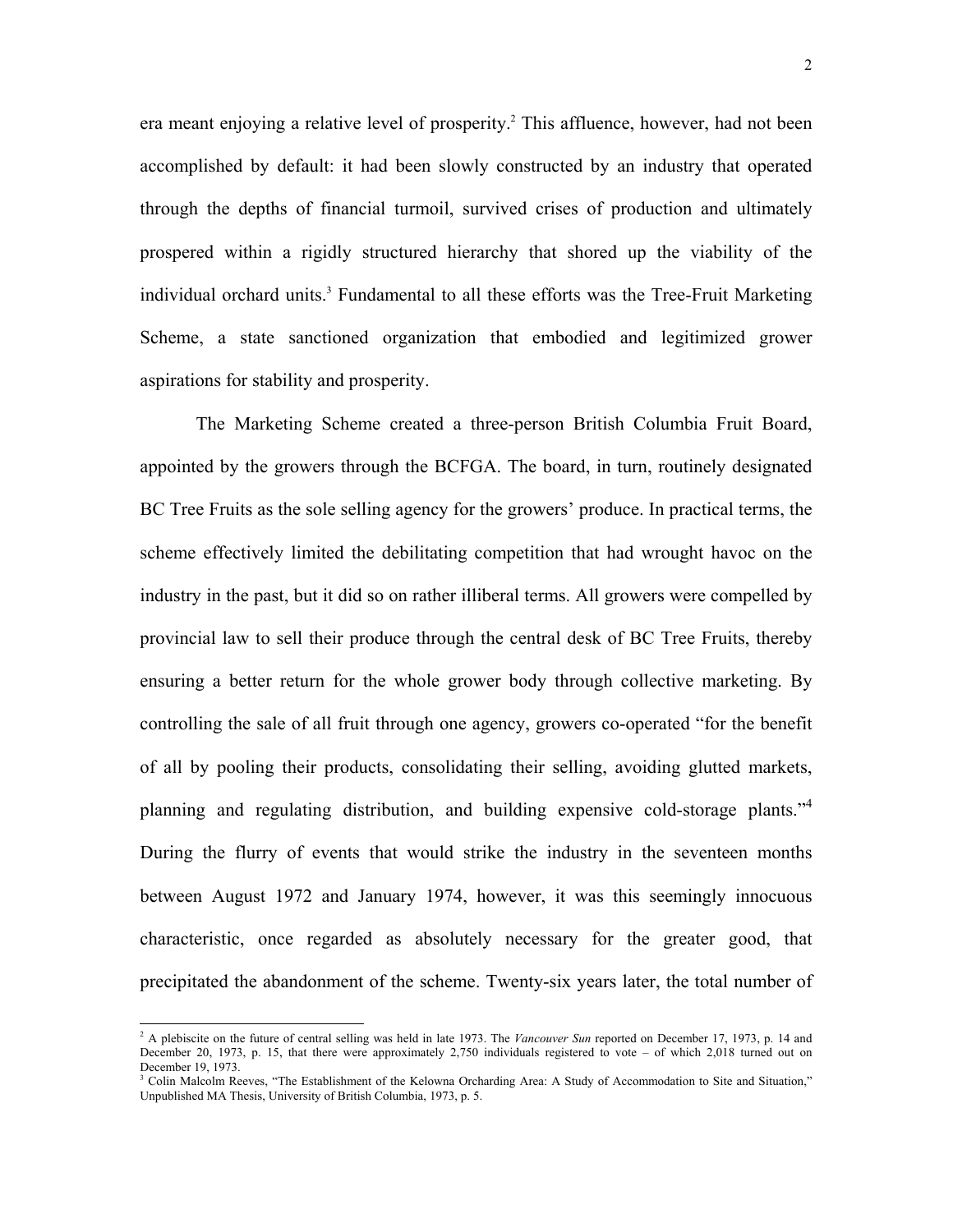era meant enjoying a relative level of prosperity.[2] This affluence, however, had not been accomplished by default: it had been slowly constructed by an industry that operated through the depths of financial turmoil, survived crises of production and ultimately prospered within a rigidly structured hierarchy that shored up the viability of the individual orchard units.[3] Fundamental to all these efforts was the Tree-Fruit Marketing Scheme, a state sanctioned organization that embodied and legitimized grower aspirations for stability and prosperity.

The Marketing Scheme created a three-person British Columbia Fruit Board, appointed by the growers through the BCFGA. The board, in turn, routinely designated BC Tree Fruits as the sole selling agency for the growers' produce. In practical terms, the scheme effectively limited the debilitating competition that had wrought havoc on the industry in the past, but it did so on rather illiberal terms. All growers were compelled by provincial law to sell their produce through the central desk of BC Tree Fruits, thereby ensuring a better return for the whole grower body through collective marketing. By controlling the sale of all fruit through one agency, growers co-operated "for the benefit of all by pooling their products, consolidating their selling, avoiding glutted markets, planning and regulating distribution, and building expensive cold-storage plants."[4] During the flurry of events that would strike the industry in the seventeen months between August 1972 and January 1974, however, it was this seemingly innocuous characteristic, once regarded as absolutely necessary for the greater good, that precipitated the abandonment of the scheme. Twenty-six years later, the total number of

---

[2] A plebiscite on the future of central selling was held in late 1973. The *Vancouver Sun* reported on December 17, 1973, p. 14 and December 20, 1973, p. 15, that there were approximately 2,750 individuals registered to vote – of which 2,018 turned out on December 19, 1973.

[3] Colin Malcolm Reeves, "The Establishment of the Kelowna Orcharding Area: A Study of Accommodation to Site and Situation," Unpublished MA Thesis, University of British Columbia, 1973, p. 5.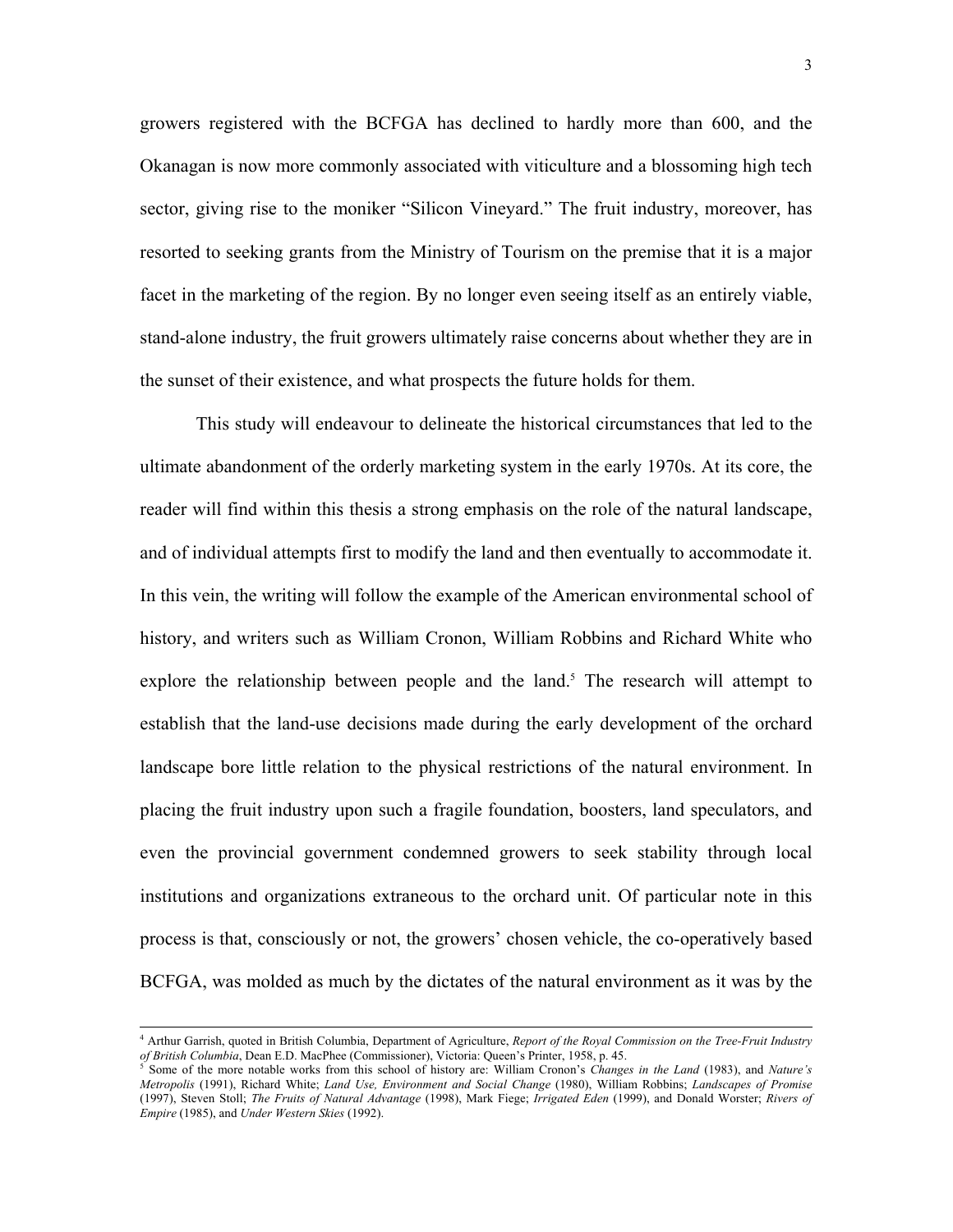growers registered with the BCFGA has declined to hardly more than 600, and the Okanagan is now more commonly associated with viticulture and a blossoming high tech sector, giving rise to the moniker "Silicon Vineyard." The fruit industry, moreover, has resorted to seeking grants from the Ministry of Tourism on the premise that it is a major facet in the marketing of the region. By no longer even seeing itself as an entirely viable, stand-alone industry, the fruit growers ultimately raise concerns about whether they are in the sunset of their existence, and what prospects the future holds for them.

This study will endeavour to delineate the historical circumstances that led to the ultimate abandonment of the orderly marketing system in the early 1970s. At its core, the reader will find within this thesis a strong emphasis on the role of the natural landscape, and of individual attempts first to modify the land and then eventually to accommodate it. In this vein, the writing will follow the example of the American environmental school of history, and writers such as William Cronon, William Robbins and Richard White who explore the relationship between people and the land.[5] The research will attempt to establish that the land-use decisions made during the early development of the orchard landscape bore little relation to the physical restrictions of the natural environment. In placing the fruit industry upon such a fragile foundation, boosters, land speculators, and even the provincial government condemned growers to seek stability through local institutions and organizations extraneous to the orchard unit. Of particular note in this process is that, consciously or not, the growers' chosen vehicle, the co-operatively based BCFGA, was molded as much by the dictates of the natural environment as it was by the

---

[4] Arthur Garrish, quoted in British Columbia, Department of Agriculture, *Report of the Royal Commission on the Tree-Fruit Industry of British Columbia*, Dean E.D. MacPhee (Commissioner), Victoria: Queen's Printer, 1958, p. 45.

[5] Some of the more notable works from this school of history are: William Cronon's *Changes in the Land* (1983), and *Nature's Metropolis* (1991), Richard White; *Land Use, Environment and Social Change* (1980), William Robbins; *Landscapes of Promise* (1997), Steven Stoll; *The Fruits of Natural Advantage* (1998), Mark Fiege; *Irrigated Eden* (1999), and Donald Worster; *Rivers of Empire* (1985), and *Under Western Skies* (1992).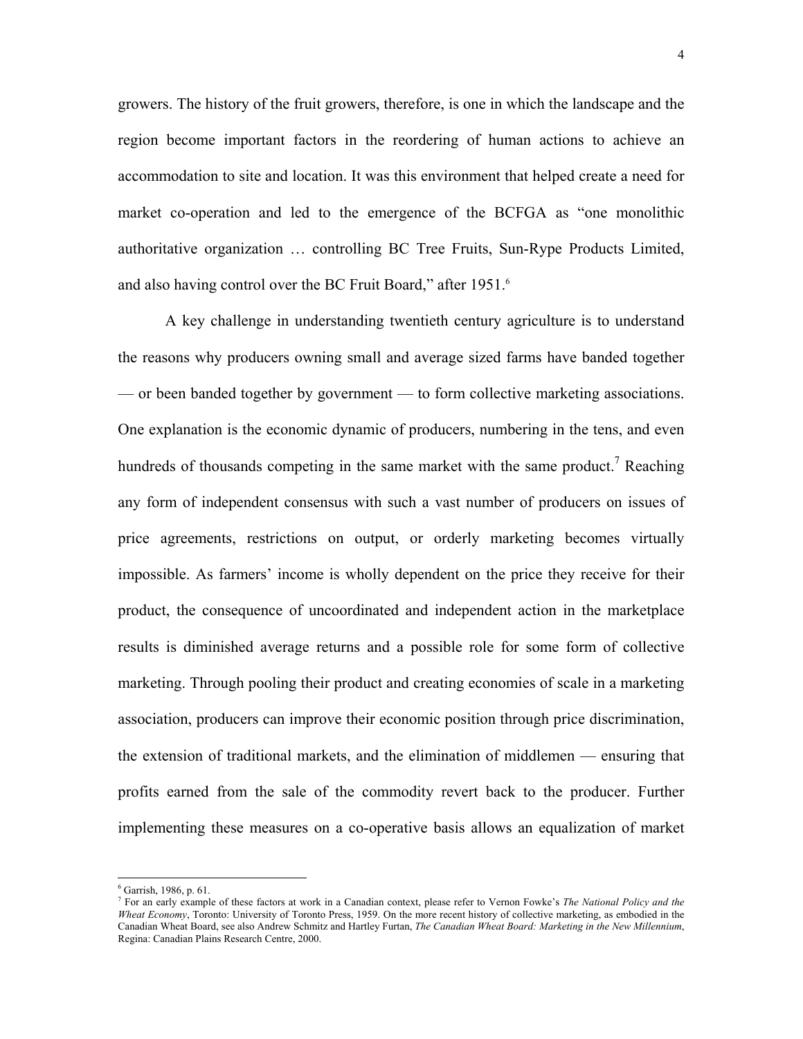growers. The history of the fruit growers, therefore, is one in which the landscape and the region become important factors in the reordering of human actions to achieve an accommodation to site and location. It was this environment that helped create a need for market co-operation and led to the emergence of the BCFGA as "one monolithic authoritative organization … controlling BC Tree Fruits, Sun-Rype Products Limited, and also having control over the BC Fruit Board," after 1951.[6]

A key challenge in understanding twentieth century agriculture is to understand the reasons why producers owning small and average sized farms have banded together — or been banded together by government — to form collective marketing associations. One explanation is the economic dynamic of producers, numbering in the tens, and even hundreds of thousands competing in the same market with the same product.[7] Reaching any form of independent consensus with such a vast number of producers on issues of price agreements, restrictions on output, or orderly marketing becomes virtually impossible. As farmers' income is wholly dependent on the price they receive for their product, the consequence of uncoordinated and independent action in the marketplace results is diminished average returns and a possible role for some form of collective marketing. Through pooling their product and creating economies of scale in a marketing association, producers can improve their economic position through price discrimination, the extension of traditional markets, and the elimination of middlemen — ensuring that profits earned from the sale of the commodity revert back to the producer. Further implementing these measures on a co-operative basis allows an equalization of market

---

[6] Garrish, 1986, p. 61.

[7] For an early example of these factors at work in a Canadian context, please refer to Vernon Fowke's *The National Policy and the Wheat Economy*, Toronto: University of Toronto Press, 1959. On the more recent history of collective marketing, as embodied in the Canadian Wheat Board, see also Andrew Schmitz and Hartley Furtan, *The Canadian Wheat Board: Marketing in the New Millennium*, Regina: Canadian Plains Research Centre, 2000.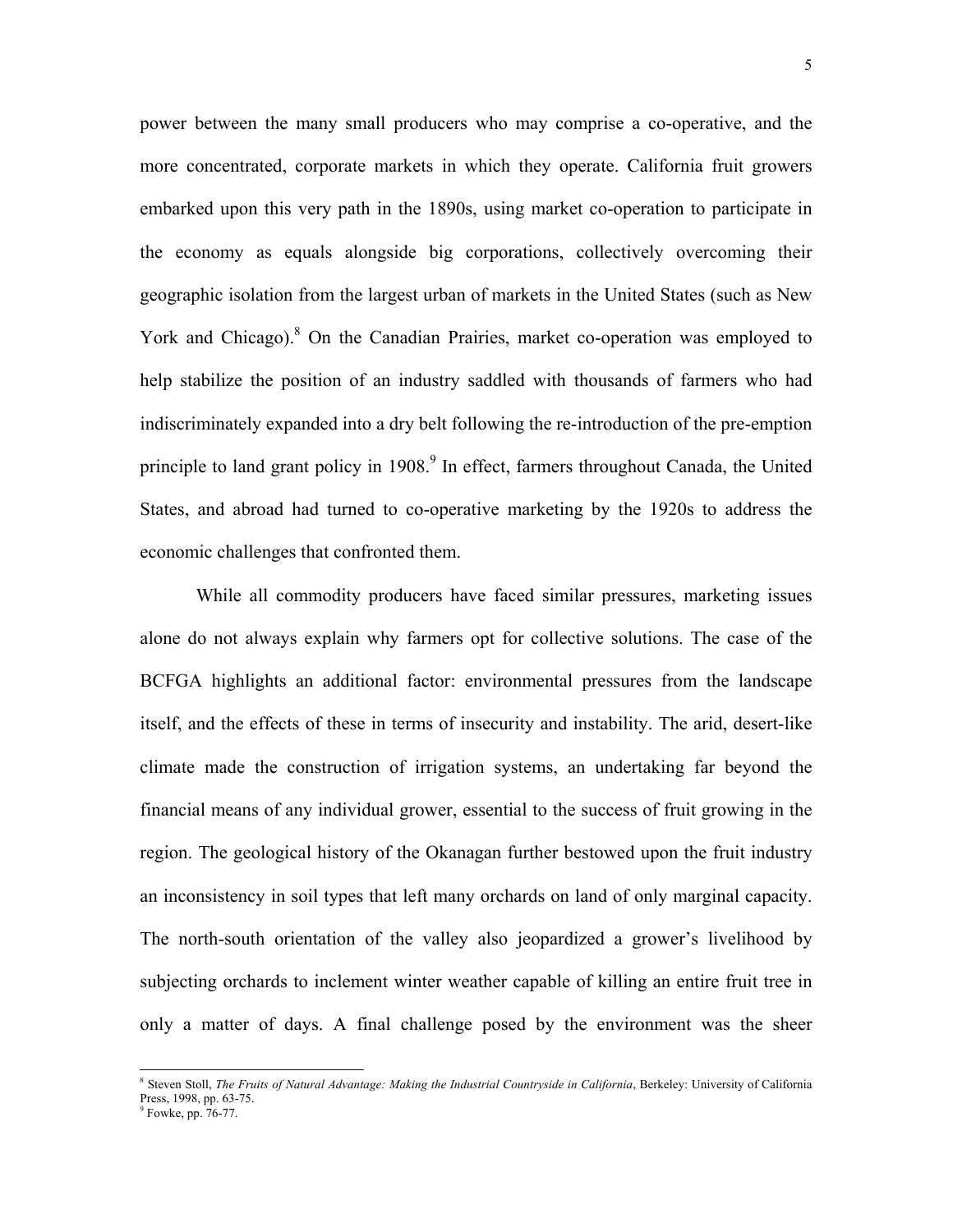power between the many small producers who may comprise a co-operative, and the more concentrated, corporate markets in which they operate. California fruit growers embarked upon this very path in the 1890s, using market co-operation to participate in the economy as equals alongside big corporations, collectively overcoming their geographic isolation from the largest urban of markets in the United States (such as New York and Chicago).[8] On the Canadian Prairies, market co-operation was employed to help stabilize the position of an industry saddled with thousands of farmers who had indiscriminately expanded into a dry belt following the re-introduction of the pre-emption principle to land grant policy in 1908.[9] In effect, farmers throughout Canada, the United States, and abroad had turned to co-operative marketing by the 1920s to address the economic challenges that confronted them.

While all commodity producers have faced similar pressures, marketing issues alone do not always explain why farmers opt for collective solutions. The case of the BCFGA highlights an additional factor: environmental pressures from the landscape itself, and the effects of these in terms of insecurity and instability. The arid, desert-like climate made the construction of irrigation systems, an undertaking far beyond the financial means of any individual grower, essential to the success of fruit growing in the region. The geological history of the Okanagan further bestowed upon the fruit industry an inconsistency in soil types that left many orchards on land of only marginal capacity. The north-south orientation of the valley also jeopardized a grower's livelihood by subjecting orchards to inclement winter weather capable of killing an entire fruit tree in only a matter of days. A final challenge posed by the environment was the sheer

---

[8] Steven Stoll, *The Fruits of Natural Advantage: Making the Industrial Countryside in California*, Berkeley: University of California Press, 1998, pp. 63-75.

[9] Fowke, pp. 76-77.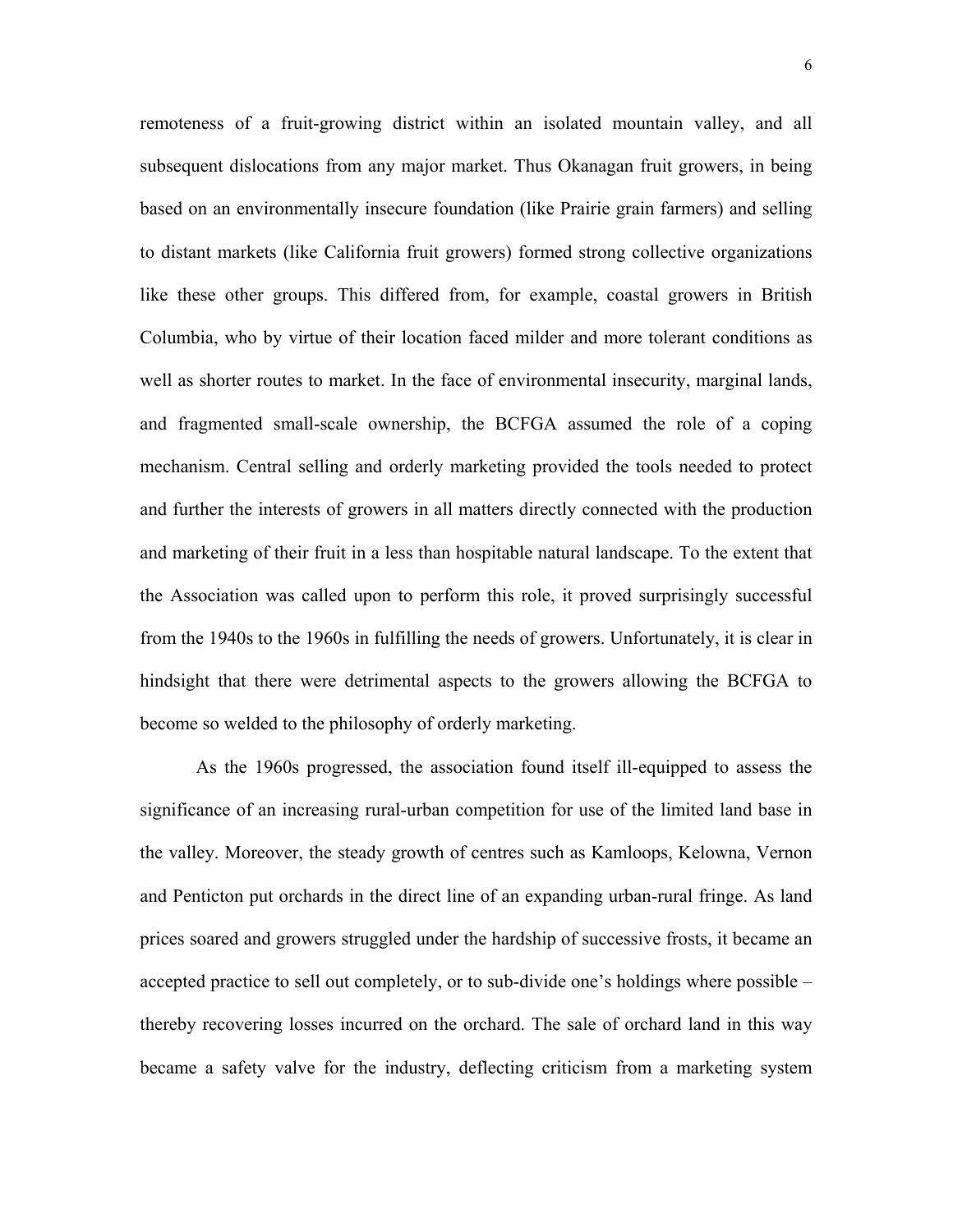remoteness of a fruit-growing district within an isolated mountain valley, and all subsequent dislocations from any major market. Thus Okanagan fruit growers, in being based on an environmentally insecure foundation (like Prairie grain farmers) and selling to distant markets (like California fruit growers) formed strong collective organizations like these other groups. This differed from, for example, coastal growers in British Columbia, who by virtue of their location faced milder and more tolerant conditions as well as shorter routes to market. In the face of environmental insecurity, marginal lands, and fragmented small-scale ownership, the BCFGA assumed the role of a coping mechanism. Central selling and orderly marketing provided the tools needed to protect and further the interests of growers in all matters directly connected with the production and marketing of their fruit in a less than hospitable natural landscape. To the extent that the Association was called upon to perform this role, it proved surprisingly successful from the 1940s to the 1960s in fulfilling the needs of growers. Unfortunately, it is clear in hindsight that there were detrimental aspects to the growers allowing the BCFGA to become so welded to the philosophy of orderly marketing.

As the 1960s progressed, the association found itself ill-equipped to assess the significance of an increasing rural-urban competition for use of the limited land base in the valley. Moreover, the steady growth of centres such as Kamloops, Kelowna, Vernon and Penticton put orchards in the direct line of an expanding urban-rural fringe. As land prices soared and growers struggled under the hardship of successive frosts, it became an accepted practice to sell out completely, or to sub-divide one's holdings where possible – thereby recovering losses incurred on the orchard. The sale of orchard land in this way became a safety valve for the industry, deflecting criticism from a marketing system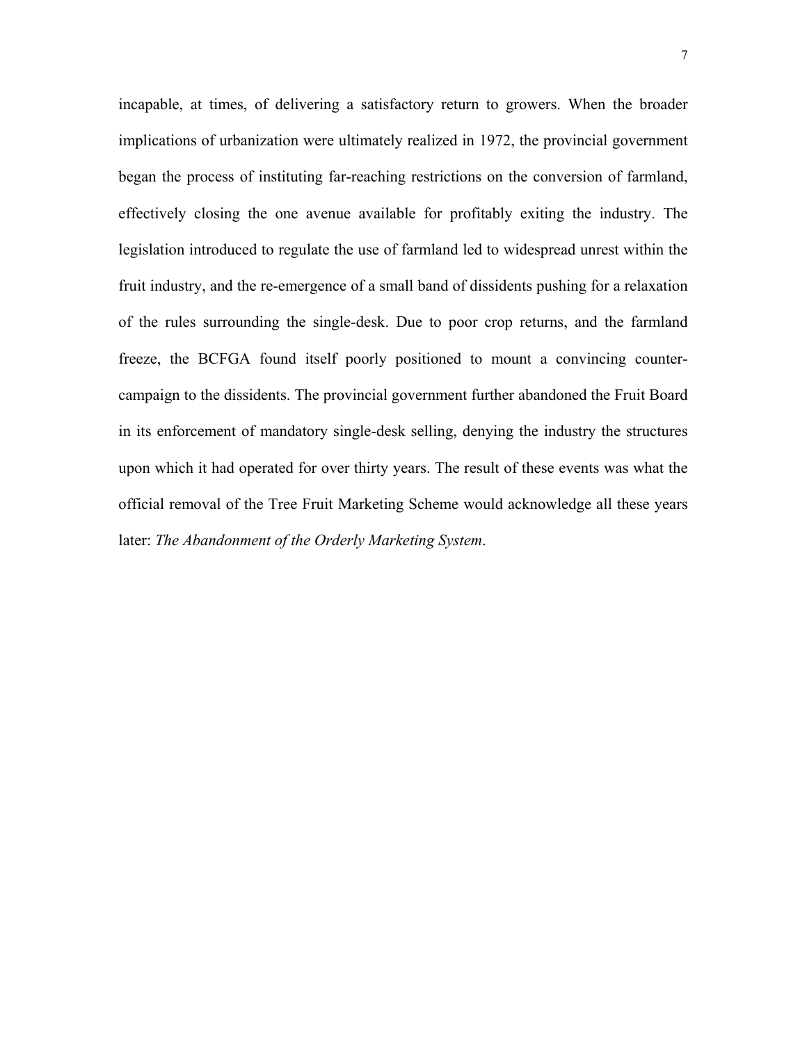incapable, at times, of delivering a satisfactory return to growers. When the broader implications of urbanization were ultimately realized in 1972, the provincial government began the process of instituting far-reaching restrictions on the conversion of farmland, effectively closing the one avenue available for profitably exiting the industry. The legislation introduced to regulate the use of farmland led to widespread unrest within the fruit industry, and the re-emergence of a small band of dissidents pushing for a relaxation of the rules surrounding the single-desk. Due to poor crop returns, and the farmland freeze, the BCFGA found itself poorly positioned to mount a convincing counter-campaign to the dissidents. The provincial government further abandoned the Fruit Board in its enforcement of mandatory single-desk selling, denying the industry the structures upon which it had operated for over thirty years. The result of these events was what the official removal of the Tree Fruit Marketing Scheme would acknowledge all these years later: *The Abandonment of the Orderly Marketing System*.